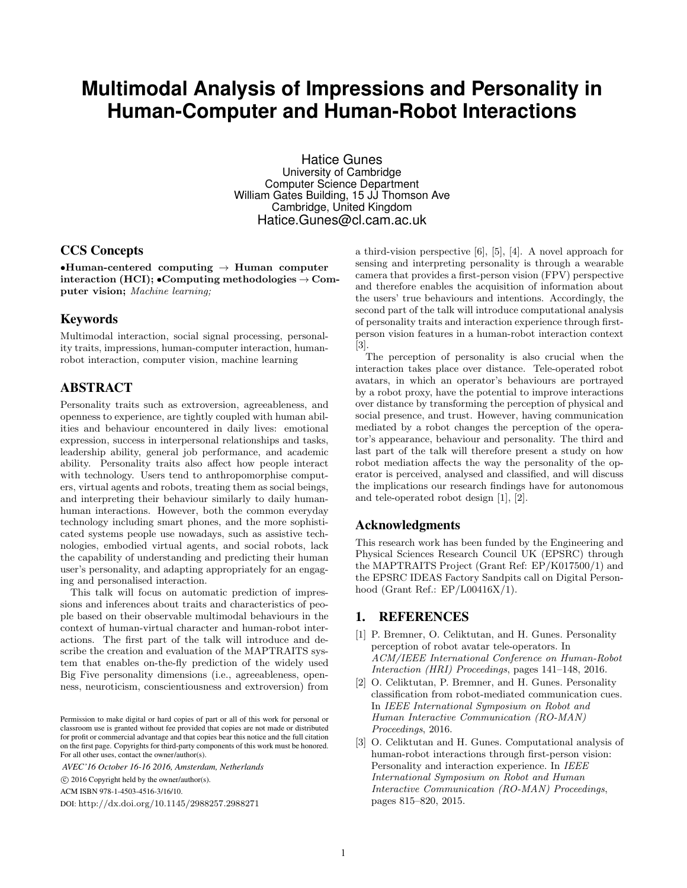# Multimodal Analysis of Impressions and Personality in Human-Computer and Human-Robot Interactions

Hatice Gunes
University of Cambridge
Computer Science Department
William Gates Building, 15 JJ Thomson Ave
Cambridge, United Kingdom
Hatice.Gunes@cl.cam.ac.uk

## CCS Concepts

•**Human-centered computing** → **Human computer interaction (HCI);** •**Computing methodologies** → **Computer vision;** *Machine learning;*

## Keywords

Multimodal interaction, social signal processing, personality traits, impressions, human-computer interaction, human-robot interaction, computer vision, machine learning

## ABSTRACT

Personality traits such as extroversion, agreeableness, and openness to experience, are tightly coupled with human abilities and behaviour encountered in daily lives: emotional expression, success in interpersonal relationships and tasks, leadership ability, general job performance, and academic ability. Personality traits also affect how people interact with technology. Users tend to anthropomorphise computers, virtual agents and robots, treating them as social beings, and interpreting their behaviour similarly to daily human-human interactions. However, both the common everyday technology including smart phones, and the more sophisticated systems people use nowadays, such as assistive technologies, embodied virtual agents, and social robots, lack the capability of understanding and predicting their human user's personality, and adapting appropriately for an engaging and personalised interaction.

This talk will focus on automatic prediction of impressions and inferences about traits and characteristics of people based on their observable multimodal behaviours in the context of human-virtual character and human-robot interactions. The first part of the talk will introduce and describe the creation and evaluation of the MAPTRAITS system that enables on-the-fly prediction of the widely used Big Five personality dimensions (i.e., agreeableness, openness, neuroticism, conscientiousness and extroversion) from a third-vision perspective [6], [5], [4]. A novel approach for sensing and interpreting personality is through a wearable camera that provides a first-person vision (FPV) perspective and therefore enables the acquisition of information about the users' true behaviours and intentions. Accordingly, the second part of the talk will introduce computational analysis of personality traits and interaction experience through first-person vision features in a human-robot interaction context [3].

The perception of personality is also crucial when the interaction takes place over distance. Tele-operated robot avatars, in which an operator's behaviours are portrayed by a robot proxy, have the potential to improve interactions over distance by transforming the perception of physical and social presence, and trust. However, having communication mediated by a robot changes the perception of the operator's appearance, behaviour and personality. The third and last part of the talk will therefore present a study on how robot mediation affects the way the personality of the operator is perceived, analysed and classified, and will discuss the implications our research findings have for autonomous and tele-operated robot design [1], [2].

Permission to make digital or hard copies of part or all of this work for personal or classroom use is granted without fee provided that copies are not made or distributed for profit or commercial advantage and that copies bear this notice and the full citation on the first page. Copyrights for third-party components of this work must be honored. For all other uses, contact the owner/author(s).

*AVEC'16 October 16-16 2016, Amsterdam, Netherlands*

© 2016 Copyright held by the owner/author(s).

ACM ISBN 978-1-4503-4516-3/16/10.

DOI: http://dx.doi.org/10.1145/2988257.2988271

## Acknowledgments

This research work has been funded by the Engineering and Physical Sciences Research Council UK (EPSRC) through the MAPTRAITS Project (Grant Ref: EP/K017500/1) and the EPSRC IDEAS Factory Sandpits call on Digital Personhood (Grant Ref.: EP/L00416X/1).

## 1. REFERENCES

[1] P. Bremner, O. Celiktutan, and H. Gunes. Personality perception of robot avatar tele-operators. In *ACM/IEEE International Conference on Human-Robot Interaction (HRI) Proceedings*, pages 141–148, 2016.

[2] O. Celiktutan, P. Bremner, and H. Gunes. Personality classification from robot-mediated communication cues. In *IEEE International Symposium on Robot and Human Interactive Communication (RO-MAN) Proceedings*, 2016.

[3] O. Celiktutan and H. Gunes. Computational analysis of human-robot interactions through first-person vision: Personality and interaction experience. In *IEEE International Symposium on Robot and Human Interactive Communication (RO-MAN) Proceedings*, pages 815–820, 2015.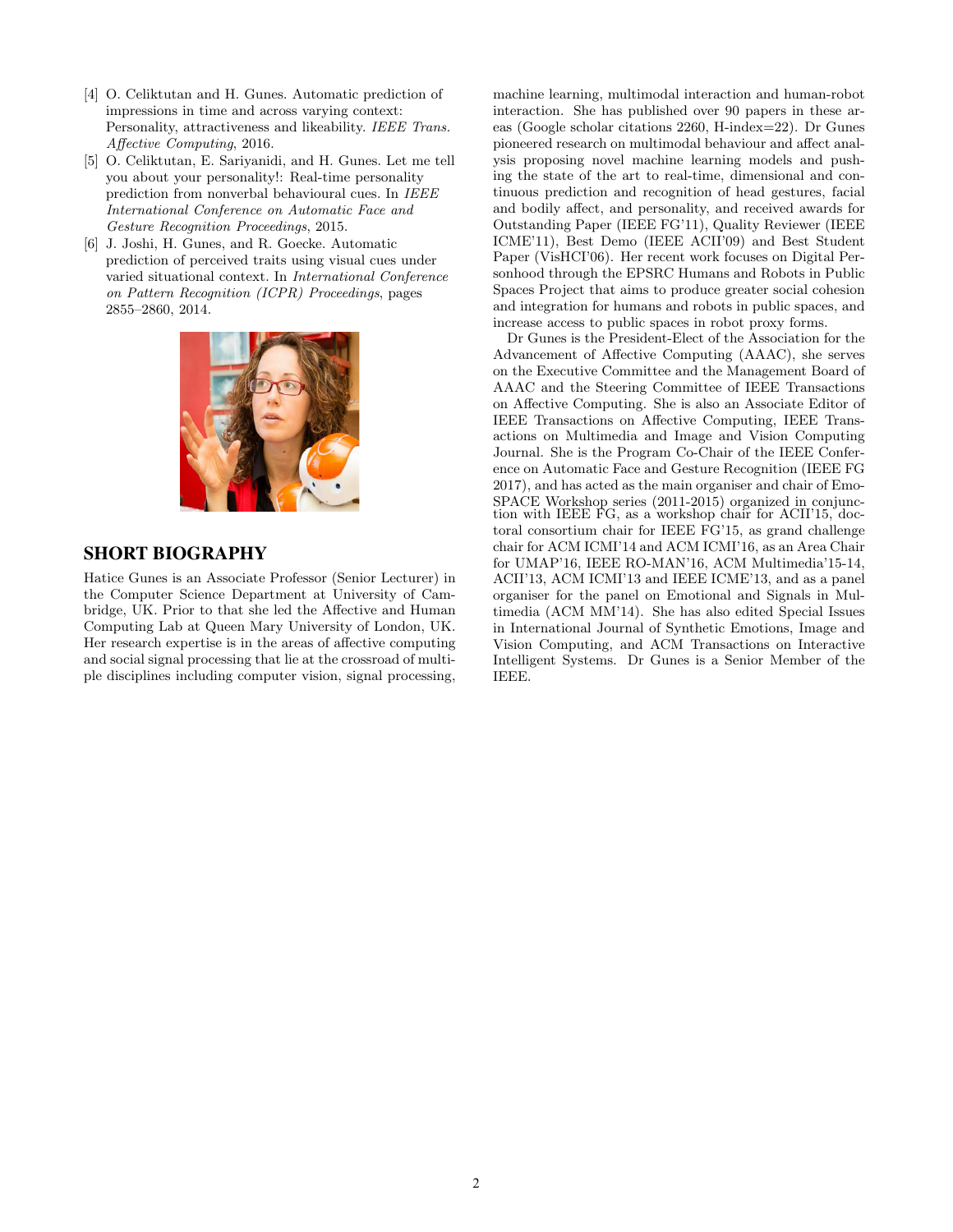[4] O. Celiktutan and H. Gunes. Automatic prediction of impressions in time and across varying context: Personality, attractiveness and likeability. *IEEE Trans. Affective Computing*, 2016.

[5] O. Celiktutan, E. Sariyanidi, and H. Gunes. Let me tell you about your personality!: Real-time personality prediction from nonverbal behavioural cues. In *IEEE International Conference on Automatic Face and Gesture Recognition Proceedings*, 2015.

[6] J. Joshi, H. Gunes, and R. Goecke. Automatic prediction of perceived traits using visual cues under varied situational context. In *International Conference on Pattern Recognition (ICPR) Proceedings*, pages 2855–2860, 2014.

## SHORT BIOGRAPHY

Hatice Gunes is an Associate Professor (Senior Lecturer) in the Computer Science Department at University of Cambridge, UK. Prior to that she led the Affective and Human Computing Lab at Queen Mary University of London, UK. Her research expertise is in the areas of affective computing and social signal processing that lie at the crossroad of multiple disciplines including computer vision, signal processing, machine learning, multimodal interaction and human-robot interaction. She has published over 90 papers in these areas (Google scholar citations 2260, H-index=22). Dr Gunes pioneered research on multimodal behaviour and affect analysis proposing novel machine learning models and pushing the state of the art to real-time, dimensional and continuous prediction and recognition of head gestures, facial and bodily affect, and personality, and received awards for Outstanding Paper (IEEE FG'11), Quality Reviewer (IEEE ICME'11), Best Demo (IEEE ACII'09) and Best Student Paper (VisHCI'06). Her recent work focuses on Digital Personhood through the EPSRC Humans and Robots in Public Spaces Project that aims to produce greater social cohesion and integration for humans and robots in public spaces, and increase access to public spaces in robot proxy forms.

Dr Gunes is the President-Elect of the Association for the Advancement of Affective Computing (AAAC), she serves on the Executive Committee and the Management Board of AAAC and the Steering Committee of IEEE Transactions on Affective Computing. She is also an Associate Editor of IEEE Transactions on Affective Computing, IEEE Transactions on Multimedia and Image and Vision Computing Journal. She is the Program Co-Chair of the IEEE Conference on Automatic Face and Gesture Recognition (IEEE FG 2017), and has acted as the main organiser and chair of EmoSPACE Workshop series (2011-2015) organized in conjunction with IEEE FG, as a workshop chair for ACII'15, doctoral consortium chair for IEEE FG'15, as grand challenge chair for ACM ICMI'14 and ACM ICMI'16, as an Area Chair for UMAP'16, IEEE RO-MAN'16, ACM Multimedia'15-14, ACII'13, ACM ICMI'13 and IEEE ICME'13, and as a panel organiser for the panel on Emotional and Signals in Multimedia (ACM MM'14). She has also edited Special Issues in International Journal of Synthetic Emotions, Image and Vision Computing, and ACM Transactions on Interactive Intelligent Systems. Dr Gunes is a Senior Member of the IEEE.